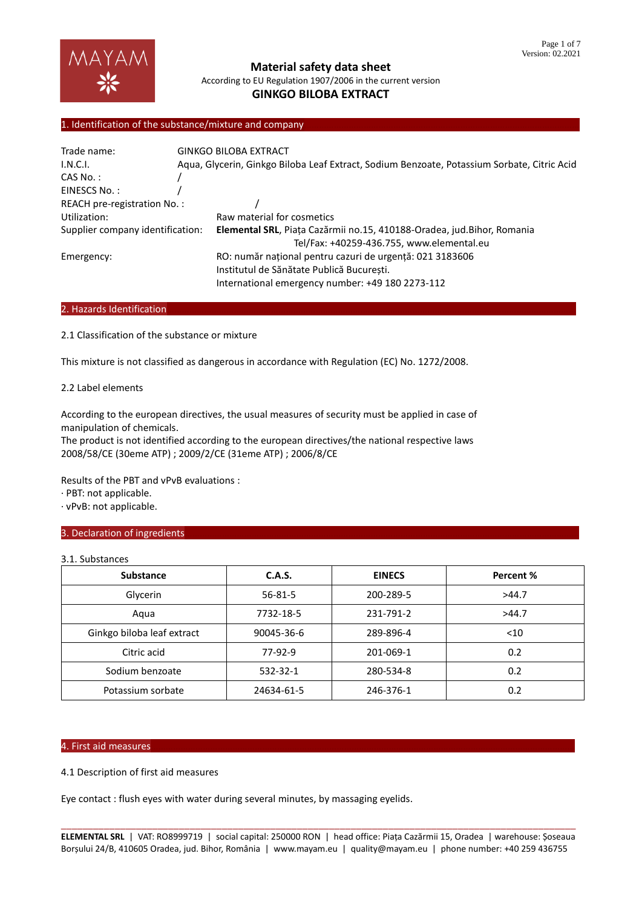# Material safety data sheet

According to EU Regulation 1907/2006 in the current version

**GINKGO BILOBA EXTRACT**

## 1. Identification of the substance/mixture and company

Trade name: GINKGO BILOBA EXTRACT

I.N.C.I. Aqua, Glycerin, Ginkgo Biloba Leaf Extract, Sodium Benzoate, Potassium Sorbate, Citric Acid

CAS No. : /

EINESCS No. : /

REACH pre-registration No. : /

Utilization: Raw material for cosmetics

Supplier company identification: **Elemental SRL**, Piața Cazărmii no.15, 410188-Oradea, jud.Bihor, Romania
Tel/Fax: +40259-436.755, www.elemental.eu

Emergency: RO: număr național pentru cazuri de urgență: 021 3183606
Institutul de Sănătate Publică București.
International emergency number: +49 180 2273-112

## 2. Hazards Identification

2.1 Classification of the substance or mixture

This mixture is not classified as dangerous in accordance with Regulation (EC) No. 1272/2008.

2.2 Label elements

According to the european directives, the usual measures of security must be applied in case of manipulation of chemicals.
The product is not identified according to the european directives/the national respective laws 2008/58/CE (30eme ATP) ; 2009/2/CE (31eme ATP) ; 2006/8/CE

Results of the PBT and vPvB evaluations :
· PBT: not applicable.
· vPvB: not applicable.

## 3. Declaration of ingredients

3.1. Substances

| Substance | C.A.S. | EINECS | Percent % |
|---|---|---|---|
| Glycerin | 56-81-5 | 200-289-5 | >44.7 |
| Aqua | 7732-18-5 | 231-791-2 | >44.7 |
| Ginkgo biloba leaf extract | 90045-36-6 | 289-896-4 | <10 |
| Citric acid | 77-92-9 | 201-069-1 | 0.2 |
| Sodium benzoate | 532-32-1 | 280-534-8 | 0.2 |
| Potassium sorbate | 24634-61-5 | 246-376-1 | 0.2 |

## 4. First aid measures

4.1 Description of first aid measures

Eye contact : flush eyes with water during several minutes, by massaging eyelids.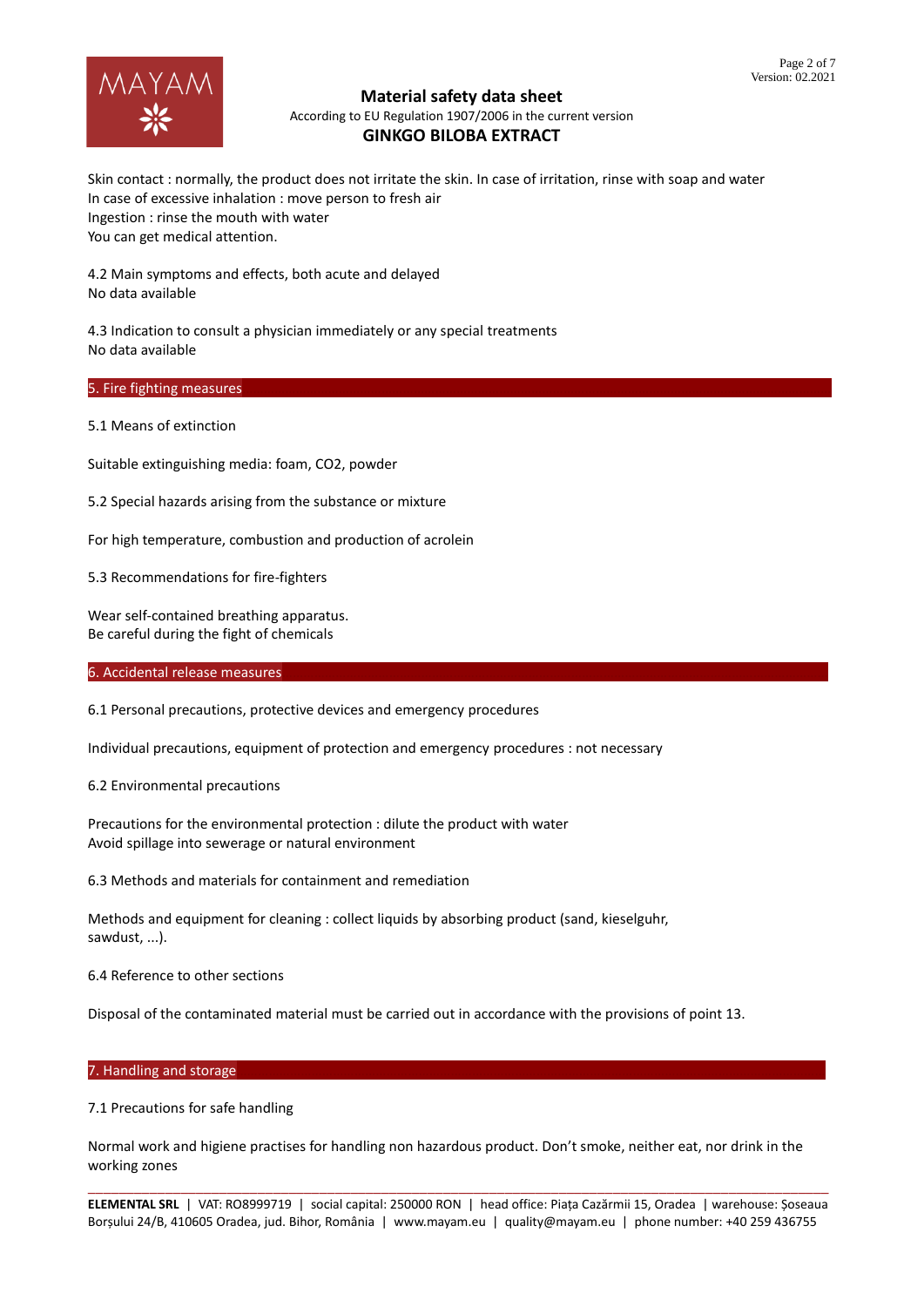Skin contact : normally, the product does not irritate the skin. In case of irritation, rinse with soap and water
In case of excessive inhalation : move person to fresh air
Ingestion : rinse the mouth with water
You can get medical attention.

4.2 Main symptoms and effects, both acute and delayed
No data available

4.3 Indication to consult a physician immediately or any special treatments
No data available

## 5. Fire fighting measures

5.1 Means of extinction

Suitable extinguishing media: foam, $CO_2$, powder

5.2 Special hazards arising from the substance or mixture

For high temperature, combustion and production of acrolein

5.3 Recommendations for fire-fighters

Wear self-contained breathing apparatus.
Be careful during the fight of chemicals

## 6. Accidental release measures

6.1 Personal precautions, protective devices and emergency procedures

Individual precautions, equipment of protection and emergency procedures : not necessary

6.2 Environmental precautions

Precautions for the environmental protection : dilute the product with water
Avoid spillage into sewerage or natural environment

6.3 Methods and materials for containment and remediation

Methods and equipment for cleaning : collect liquids by absorbing product (sand, kieselguhr, sawdust, ...).

6.4 Reference to other sections

Disposal of the contaminated material must be carried out in accordance with the provisions of point 13.

## 7. Handling and storage

7.1 Precautions for safe handling

Normal work and higiene practises for handling non hazardous product. Don't smoke, neither eat, nor drink in the working zones

**ELEMENTAL SRL** | VAT: RO8999719 | social capital: 250000 RON | head office: Piața Cazărmii 15, Oradea | warehouse: Șoseaua Borșului 24/B, 410605 Oradea, jud. Bihor, România | www.mayam.eu | quality@mayam.eu | phone number: +40 259 436755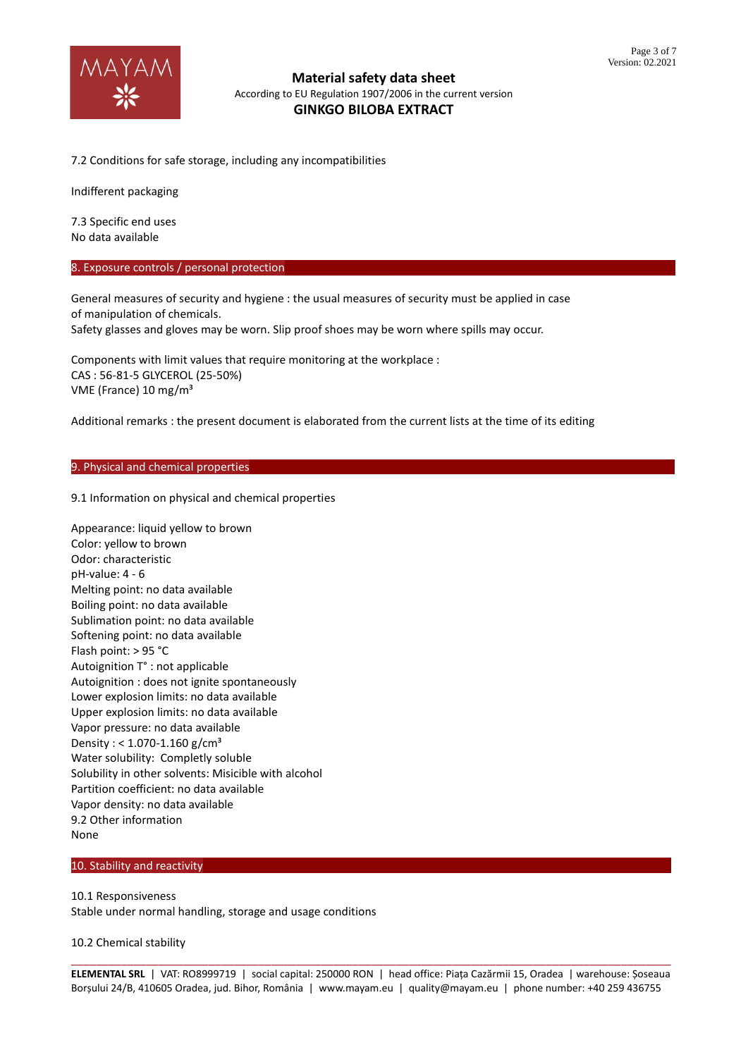7.2 Conditions for safe storage, including any incompatibilities

Indifferent packaging

7.3 Specific end uses
No data available

## 8. Exposure controls / personal protection

General measures of security and hygiene : the usual measures of security must be applied in case of manipulation of chemicals.
Safety glasses and gloves may be worn. Slip proof shoes may be worn where spills may occur.

Components with limit values that require monitoring at the workplace :
CAS : 56-81-5 GLYCEROL (25-50%)
VME (France) 10 mg/m³

Additional remarks : the present document is elaborated from the current lists at the time of its editing

## 9. Physical and chemical properties

9.1 Information on physical and chemical properties

Appearance: liquid yellow to brown
Color: yellow to brown
Odor: characteristic
pH-value: 4 - 6
Melting point: no data available
Boiling point: no data available
Sublimation point: no data available
Softening point: no data available
Flash point: > 95 °C
Autoignition T° : not applicable
Autoignition : does not ignite spontaneously
Lower explosion limits: no data available
Upper explosion limits: no data available
Vapor pressure: no data available
Density : < 1.070-1.160 g/cm³
Water solubility: Completly soluble
Solubility in other solvents: Misicible with alcohol
Partition coefficient: no data available
Vapor density: no data available
9.2 Other information
None

## 10. Stability and reactivity

10.1 Responsiveness
Stable under normal handling, storage and usage conditions

10.2 Chemical stability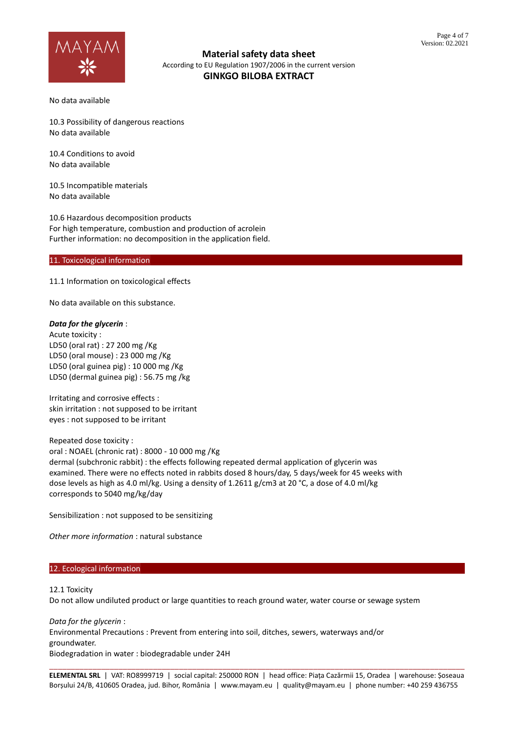No data available

10.3 Possibility of dangerous reactions
No data available

10.4 Conditions to avoid
No data available

10.5 Incompatible materials
No data available

10.6 Hazardous decomposition products
For high temperature, combustion and production of acrolein
Further information: no decomposition in the application field.

## 11. Toxicological information

11.1 Information on toxicological effects

No data available on this substance.

***Data for the glycerin*** :
Acute toxicity :
LD50 (oral rat) : 27 200 mg /Kg
LD50 (oral mouse) : 23 000 mg /Kg
LD50 (oral guinea pig) : 10 000 mg /Kg
LD50 (dermal guinea pig) : 56.75 mg /kg

Irritating and corrosive effects :
skin irritation : not supposed to be irritant
eyes : not supposed to be irritant

Repeated dose toxicity :
oral : NOAEL (chronic rat) : 8000 - 10 000 mg /Kg
dermal (subchronic rabbit) : the effects following repeated dermal application of glycerin was examined. There were no effects noted in rabbits dosed 8 hours/day, 5 days/week for 45 weeks with dose levels as high as 4.0 ml/kg. Using a density of 1.2611 g/cm3 at 20 °C, a dose of 4.0 ml/kg corresponds to 5040 mg/kg/day

Sensibilization : not supposed to be sensitizing

*Other more information* : natural substance

## 12. Ecological information

12.1 Toxicity
Do not allow undiluted product or large quantities to reach ground water, water course or sewage system

*Data for the glycerin* :
Environmental Precautions : Prevent from entering into soil, ditches, sewers, waterways and/or groundwater.
Biodegradation in water : biodegradable under 24H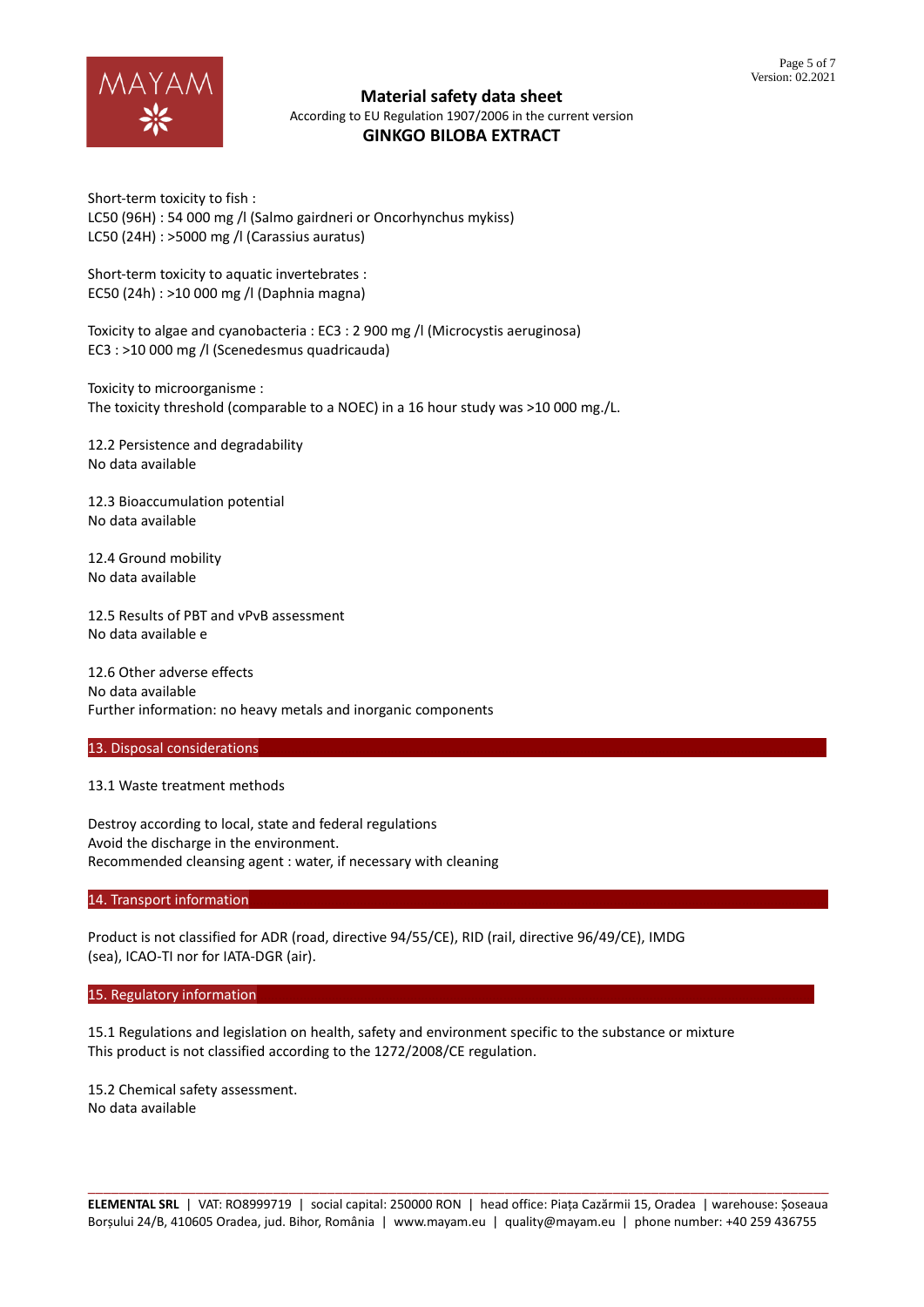Short-term toxicity to fish :
LC50 (96H) : 54 000 mg /l (Salmo gairdneri or Oncorhynchus mykiss)
LC50 (24H) : >5000 mg /l (Carassius auratus)

Short-term toxicity to aquatic invertebrates :
EC50 (24h) : >10 000 mg /l (Daphnia magna)

Toxicity to algae and cyanobacteria : EC3 : 2 900 mg /l (Microcystis aeruginosa)
EC3 : >10 000 mg /l (Scenedesmus quadricauda)

Toxicity to microorganisme :
The toxicity threshold (comparable to a NOEC) in a 16 hour study was >10 000 mg./L.

12.2 Persistence and degradability
No data available

12.3 Bioaccumulation potential
No data available

12.4 Ground mobility
No data available

12.5 Results of PBT and vPvB assessment
No data available e

12.6 Other adverse effects
No data available
Further information: no heavy metals and inorganic components

## 13. Disposal considerations

13.1 Waste treatment methods

Destroy according to local, state and federal regulations
Avoid the discharge in the environment.
Recommended cleansing agent : water, if necessary with cleaning

## 14. Transport information

Product is not classified for ADR (road, directive 94/55/CE), RID (rail, directive 96/49/CE), IMDG (sea), ICAO-TI nor for IATA-DGR (air).

## 15. Regulatory information

15.1 Regulations and legislation on health, safety and environment specific to the substance or mixture
This product is not classified according to the 1272/2008/CE regulation.

15.2 Chemical safety assessment.
No data available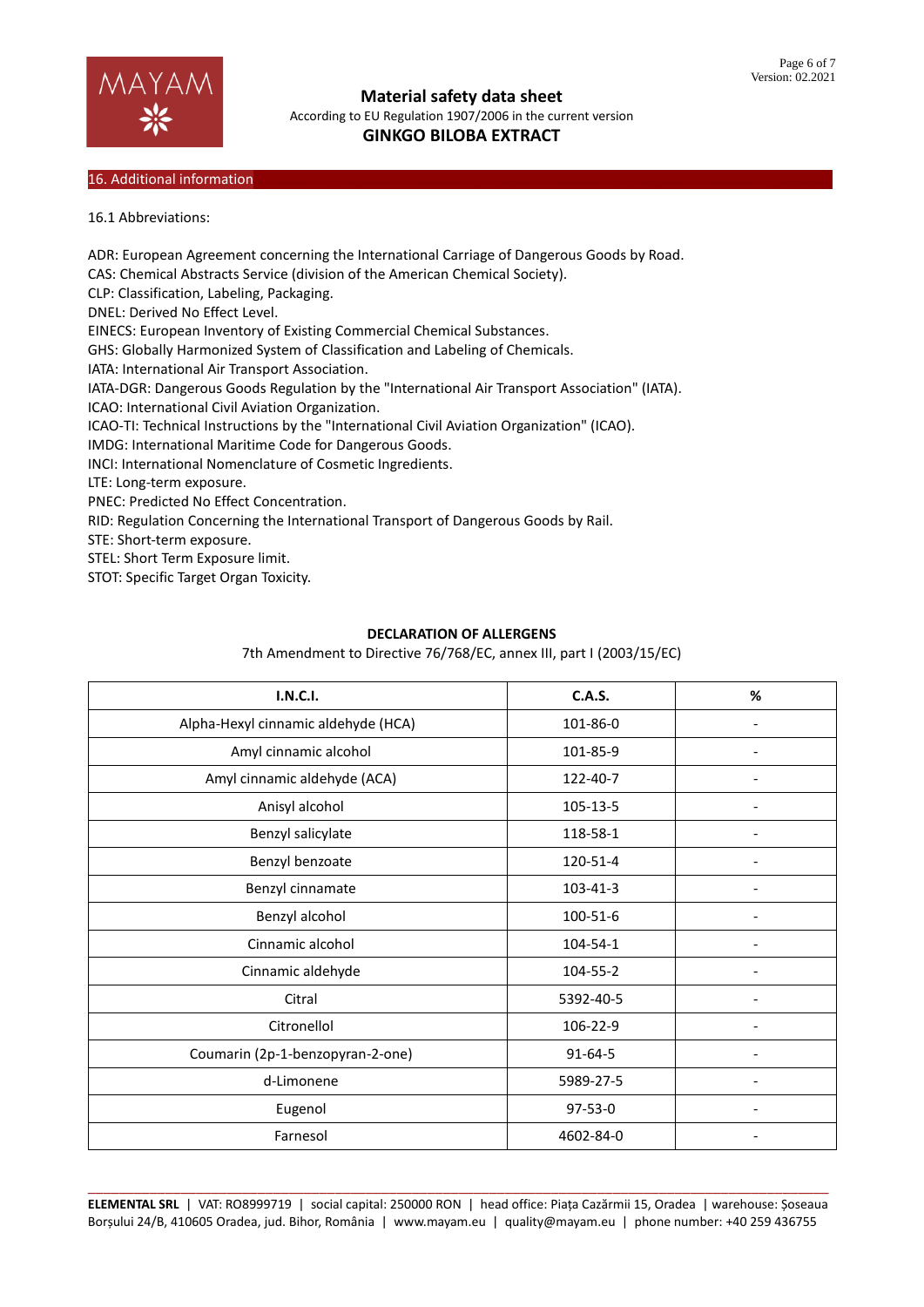## 16. Additional information

16.1 Abbreviations:

ADR: European Agreement concerning the International Carriage of Dangerous Goods by Road.
CAS: Chemical Abstracts Service (division of the American Chemical Society).
CLP: Classification, Labeling, Packaging.
DNEL: Derived No Effect Level.
EINECS: European Inventory of Existing Commercial Chemical Substances.
GHS: Globally Harmonized System of Classification and Labeling of Chemicals.
IATA: International Air Transport Association.
IATA-DGR: Dangerous Goods Regulation by the "International Air Transport Association" (IATA).
ICAO: International Civil Aviation Organization.
ICAO-TI: Technical Instructions by the "International Civil Aviation Organization" (ICAO).
IMDG: International Maritime Code for Dangerous Goods.
INCI: International Nomenclature of Cosmetic Ingredients.
LTE: Long-term exposure.
PNEC: Predicted No Effect Concentration.
RID: Regulation Concerning the International Transport of Dangerous Goods by Rail.
STE: Short-term exposure.
STEL: Short Term Exposure limit.
STOT: Specific Target Organ Toxicity.

**DECLARATION OF ALLERGENS**

7th Amendment to Directive 76/768/EC, annex III, part I (2003/15/EC)

| I.N.C.I. | C.A.S. | % |
|---|---|---|
| Alpha-Hexyl cinnamic aldehyde (HCA) | 101-86-0 | - |
| Amyl cinnamic alcohol | 101-85-9 | - |
| Amyl cinnamic aldehyde (ACA) | 122-40-7 | - |
| Anisyl alcohol | 105-13-5 | - |
| Benzyl salicylate | 118-58-1 | - |
| Benzyl benzoate | 120-51-4 | - |
| Benzyl cinnamate | 103-41-3 | - |
| Benzyl alcohol | 100-51-6 | - |
| Cinnamic alcohol | 104-54-1 | - |
| Cinnamic aldehyde | 104-55-2 | - |
| Citral | 5392-40-5 | - |
| Citronellol | 106-22-9 | - |
| Coumarin (2p-1-benzopyran-2-one) | 91-64-5 | - |
| d-Limonene | 5989-27-5 | - |
| Eugenol | 97-53-0 | - |
| Farnesol | 4602-84-0 | - |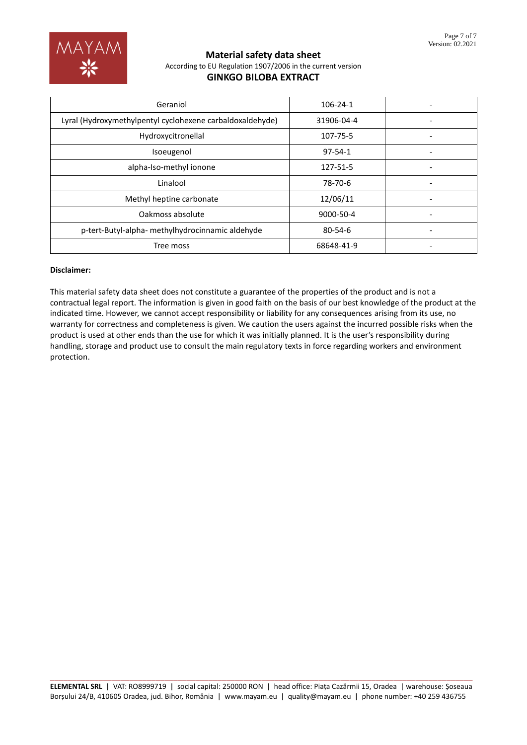| | | |
|---|---|---|
| Geraniol | 106-24-1 | - |
| Lyral (Hydroxymethylpentyl cyclohexene carbaldoxaldehyde) | 31906-04-4 | - |
| Hydroxycitronellal | 107-75-5 | - |
| Isoeugenol | 97-54-1 | - |
| alpha-Iso-methyl ionone | 127-51-5 | - |
| Linalool | 78-70-6 | - |
| Methyl heptine carbonate | 12/06/11 | - |
| Oakmoss absolute | 9000-50-4 | - |
| p-tert-Butyl-alpha- methylhydrocinnamic aldehyde | 80-54-6 | - |
| Tree moss | 68648-41-9 | - |

**Disclaimer:**

This material safety data sheet does not constitute a guarantee of the properties of the product and is not a contractual legal report. The information is given in good faith on the basis of our best knowledge of the product at the indicated time. However, we cannot accept responsibility or liability for any consequences arising from its use, no warranty for correctness and completeness is given. We caution the users against the incurred possible risks when the product is used at other ends than the use for which it was initially planned. It is the user's responsibility during handling, storage and product use to consult the main regulatory texts in force regarding workers and environment protection.